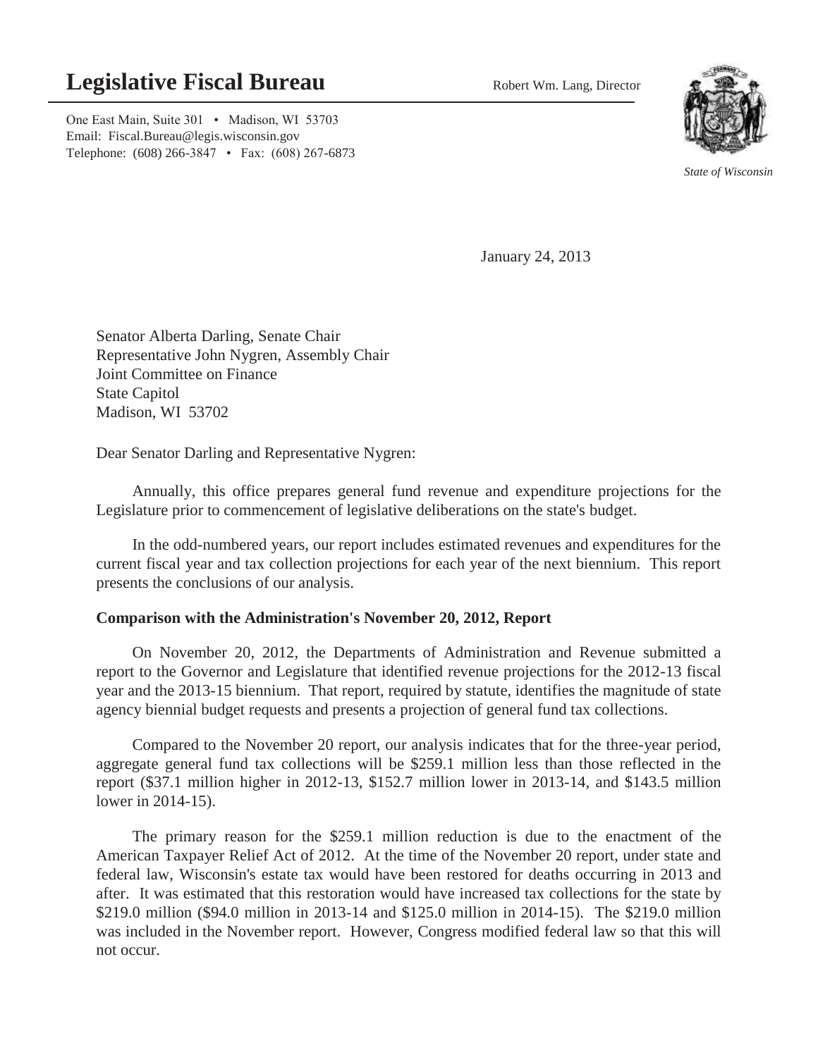# Legislative Fiscal Bureau

Robert Wm. Lang, Director

One East Main, Suite 301 • Madison, WI 53703
Email: Fiscal.Bureau@legis.wisconsin.gov
Telephone: (608) 266-3847 • Fax: (608) 267-6873

*State of Wisconsin*

January 24, 2013

Senator Alberta Darling, Senate Chair
Representative John Nygren, Assembly Chair
Joint Committee on Finance
State Capitol
Madison, WI 53702

Dear Senator Darling and Representative Nygren:

Annually, this office prepares general fund revenue and expenditure projections for the Legislature prior to commencement of legislative deliberations on the state's budget.

In the odd-numbered years, our report includes estimated revenues and expenditures for the current fiscal year and tax collection projections for each year of the next biennium. This report presents the conclusions of our analysis.

**Comparison with the Administration's November 20, 2012, Report**

On November 20, 2012, the Departments of Administration and Revenue submitted a report to the Governor and Legislature that identified revenue projections for the 2012-13 fiscal year and the 2013-15 biennium. That report, required by statute, identifies the magnitude of state agency biennial budget requests and presents a projection of general fund tax collections.

Compared to the November 20 report, our analysis indicates that for the three-year period, aggregate general fund tax collections will be $259.1 million less than those reflected in the report ($37.1 million higher in 2012-13, $152.7 million lower in 2013-14, and $143.5 million lower in 2014-15).

The primary reason for the $259.1 million reduction is due to the enactment of the American Taxpayer Relief Act of 2012. At the time of the November 20 report, under state and federal law, Wisconsin's estate tax would have been restored for deaths occurring in 2013 and after. It was estimated that this restoration would have increased tax collections for the state by $219.0 million ($94.0 million in 2013-14 and $125.0 million in 2014-15). The $219.0 million was included in the November report. However, Congress modified federal law so that this will not occur.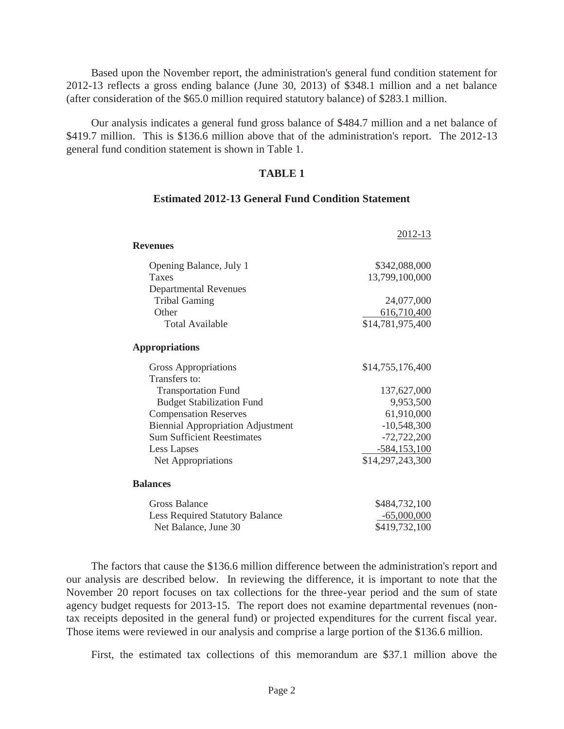Based upon the November report, the administration's general fund condition statement for 2012-13 reflects a gross ending balance (June 30, 2013) of $348.1 million and a net balance (after consideration of the $65.0 million required statutory balance) of $283.1 million.

Our analysis indicates a general fund gross balance of $484.7 million and a net balance of $419.7 million. This is $136.6 million above that of the administration's report. The 2012-13 general fund condition statement is shown in Table 1.

**TABLE 1**

**Estimated 2012-13 General Fund Condition Statement**

| | 2012-13 |
|---|---|
| **Revenues** | |
| Opening Balance, July 1 | $342,088,000 |
| Taxes | 13,799,100,000 |
| Departmental Revenues | |
| Tribal Gaming | 24,077,000 |
| Other | 616,710,400 |
| Total Available | $14,781,975,400 |
| **Appropriations** | |
| Gross Appropriations | $14,755,176,400 |
| Transfers to: | |
| Transportation Fund | 137,627,000 |
| Budget Stabilization Fund | 9,953,500 |
| Compensation Reserves | 61,910,000 |
| Biennial Appropriation Adjustment | -10,548,300 |
| Sum Sufficient Reestimates | -72,722,200 |
| Less Lapses | -584,153,100 |
| Net Appropriations | $14,297,243,300 |
| **Balances** | |
| Gross Balance | $484,732,100 |
| Less Required Statutory Balance | -65,000,000 |
| Net Balance, June 30 | $419,732,100 |

The factors that cause the $136.6 million difference between the administration's report and our analysis are described below. In reviewing the difference, it is important to note that the November 20 report focuses on tax collections for the three-year period and the sum of state agency budget requests for 2013-15. The report does not examine departmental revenues (non-tax receipts deposited in the general fund) or projected expenditures for the current fiscal year. Those items were reviewed in our analysis and comprise a large portion of the $136.6 million.

First, the estimated tax collections of this memorandum are $37.1 million above the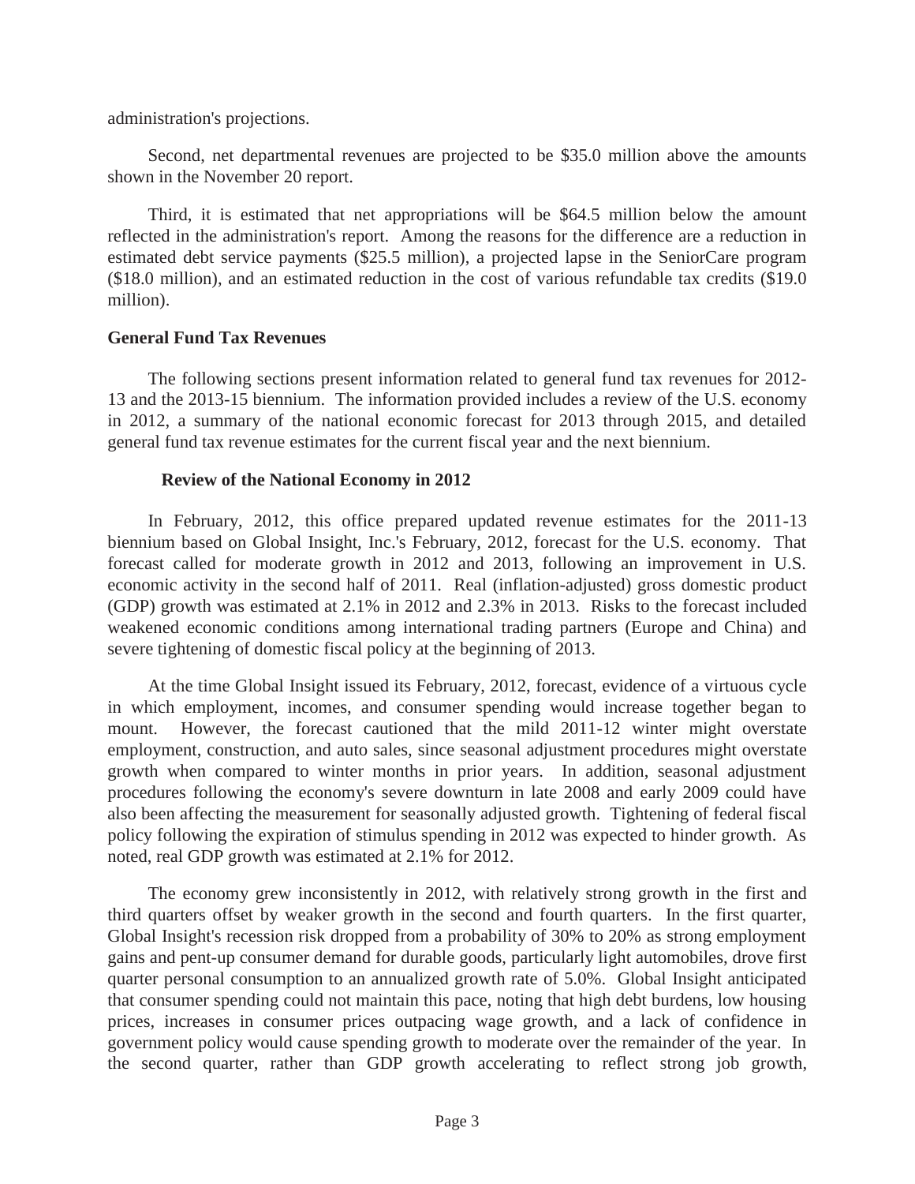administration's projections.

Second, net departmental revenues are projected to be $35.0 million above the amounts shown in the November 20 report.

Third, it is estimated that net appropriations will be $64.5 million below the amount reflected in the administration's report. Among the reasons for the difference are a reduction in estimated debt service payments ($25.5 million), a projected lapse in the SeniorCare program ($18.0 million), and an estimated reduction in the cost of various refundable tax credits ($19.0 million).

## General Fund Tax Revenues

The following sections present information related to general fund tax revenues for 2012-13 and the 2013-15 biennium. The information provided includes a review of the U.S. economy in 2012, a summary of the national economic forecast for 2013 through 2015, and detailed general fund tax revenue estimates for the current fiscal year and the next biennium.

### Review of the National Economy in 2012

In February, 2012, this office prepared updated revenue estimates for the 2011-13 biennium based on Global Insight, Inc.'s February, 2012, forecast for the U.S. economy. That forecast called for moderate growth in 2012 and 2013, following an improvement in U.S. economic activity in the second half of 2011. Real (inflation-adjusted) gross domestic product (GDP) growth was estimated at 2.1% in 2012 and 2.3% in 2013. Risks to the forecast included weakened economic conditions among international trading partners (Europe and China) and severe tightening of domestic fiscal policy at the beginning of 2013.

At the time Global Insight issued its February, 2012, forecast, evidence of a virtuous cycle in which employment, incomes, and consumer spending would increase together began to mount. However, the forecast cautioned that the mild 2011-12 winter might overstate employment, construction, and auto sales, since seasonal adjustment procedures might overstate growth when compared to winter months in prior years. In addition, seasonal adjustment procedures following the economy's severe downturn in late 2008 and early 2009 could have also been affecting the measurement for seasonally adjusted growth. Tightening of federal fiscal policy following the expiration of stimulus spending in 2012 was expected to hinder growth. As noted, real GDP growth was estimated at 2.1% for 2012.

The economy grew inconsistently in 2012, with relatively strong growth in the first and third quarters offset by weaker growth in the second and fourth quarters. In the first quarter, Global Insight's recession risk dropped from a probability of 30% to 20% as strong employment gains and pent-up consumer demand for durable goods, particularly light automobiles, drove first quarter personal consumption to an annualized growth rate of 5.0%. Global Insight anticipated that consumer spending could not maintain this pace, noting that high debt burdens, low housing prices, increases in consumer prices outpacing wage growth, and a lack of confidence in government policy would cause spending growth to moderate over the remainder of the year. In the second quarter, rather than GDP growth accelerating to reflect strong job growth,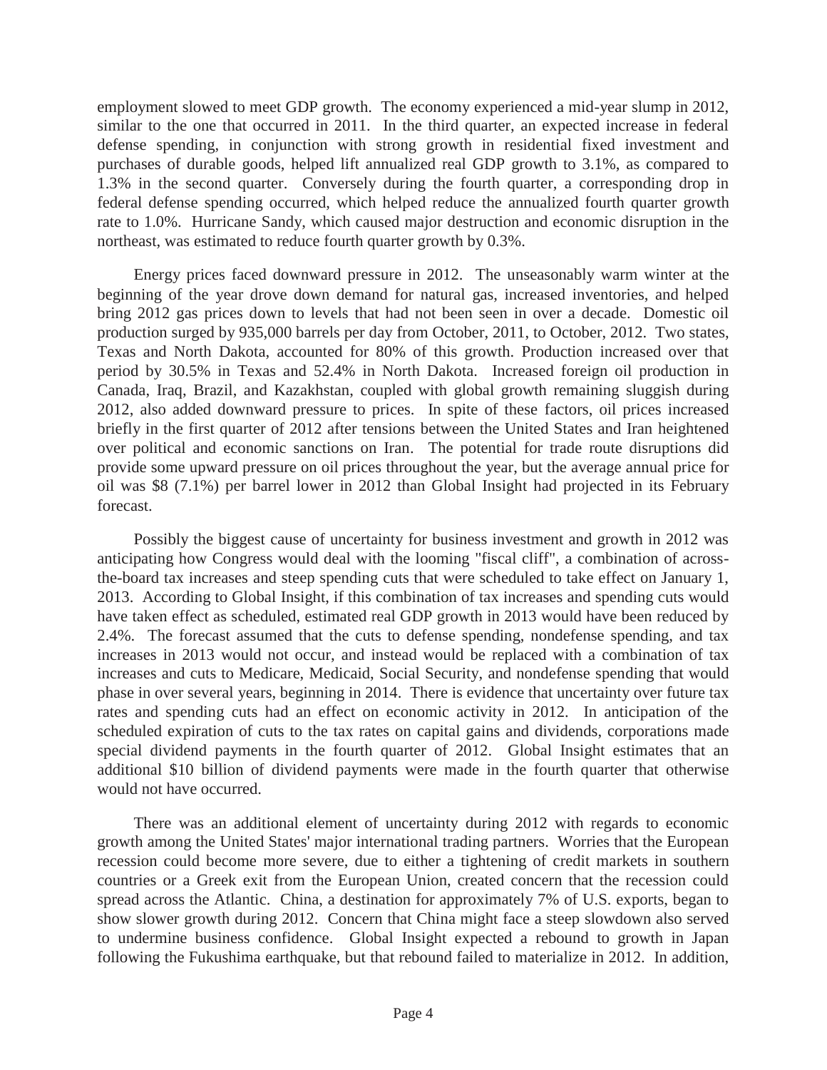employment slowed to meet GDP growth. The economy experienced a mid-year slump in 2012, similar to the one that occurred in 2011. In the third quarter, an expected increase in federal defense spending, in conjunction with strong growth in residential fixed investment and purchases of durable goods, helped lift annualized real GDP growth to 3.1%, as compared to 1.3% in the second quarter. Conversely during the fourth quarter, a corresponding drop in federal defense spending occurred, which helped reduce the annualized fourth quarter growth rate to 1.0%. Hurricane Sandy, which caused major destruction and economic disruption in the northeast, was estimated to reduce fourth quarter growth by 0.3%.

Energy prices faced downward pressure in 2012. The unseasonably warm winter at the beginning of the year drove down demand for natural gas, increased inventories, and helped bring 2012 gas prices down to levels that had not been seen in over a decade. Domestic oil production surged by 935,000 barrels per day from October, 2011, to October, 2012. Two states, Texas and North Dakota, accounted for 80% of this growth. Production increased over that period by 30.5% in Texas and 52.4% in North Dakota. Increased foreign oil production in Canada, Iraq, Brazil, and Kazakhstan, coupled with global growth remaining sluggish during 2012, also added downward pressure to prices. In spite of these factors, oil prices increased briefly in the first quarter of 2012 after tensions between the United States and Iran heightened over political and economic sanctions on Iran. The potential for trade route disruptions did provide some upward pressure on oil prices throughout the year, but the average annual price for oil was $8 (7.1%) per barrel lower in 2012 than Global Insight had projected in its February forecast.

Possibly the biggest cause of uncertainty for business investment and growth in 2012 was anticipating how Congress would deal with the looming "fiscal cliff", a combination of across-the-board tax increases and steep spending cuts that were scheduled to take effect on January 1, 2013. According to Global Insight, if this combination of tax increases and spending cuts would have taken effect as scheduled, estimated real GDP growth in 2013 would have been reduced by 2.4%. The forecast assumed that the cuts to defense spending, nondefense spending, and tax increases in 2013 would not occur, and instead would be replaced with a combination of tax increases and cuts to Medicare, Medicaid, Social Security, and nondefense spending that would phase in over several years, beginning in 2014. There is evidence that uncertainty over future tax rates and spending cuts had an effect on economic activity in 2012. In anticipation of the scheduled expiration of cuts to the tax rates on capital gains and dividends, corporations made special dividend payments in the fourth quarter of 2012. Global Insight estimates that an additional $10 billion of dividend payments were made in the fourth quarter that otherwise would not have occurred.

There was an additional element of uncertainty during 2012 with regards to economic growth among the United States' major international trading partners. Worries that the European recession could become more severe, due to either a tightening of credit markets in southern countries or a Greek exit from the European Union, created concern that the recession could spread across the Atlantic. China, a destination for approximately 7% of U.S. exports, began to show slower growth during 2012. Concern that China might face a steep slowdown also served to undermine business confidence. Global Insight expected a rebound to growth in Japan following the Fukushima earthquake, but that rebound failed to materialize in 2012. In addition,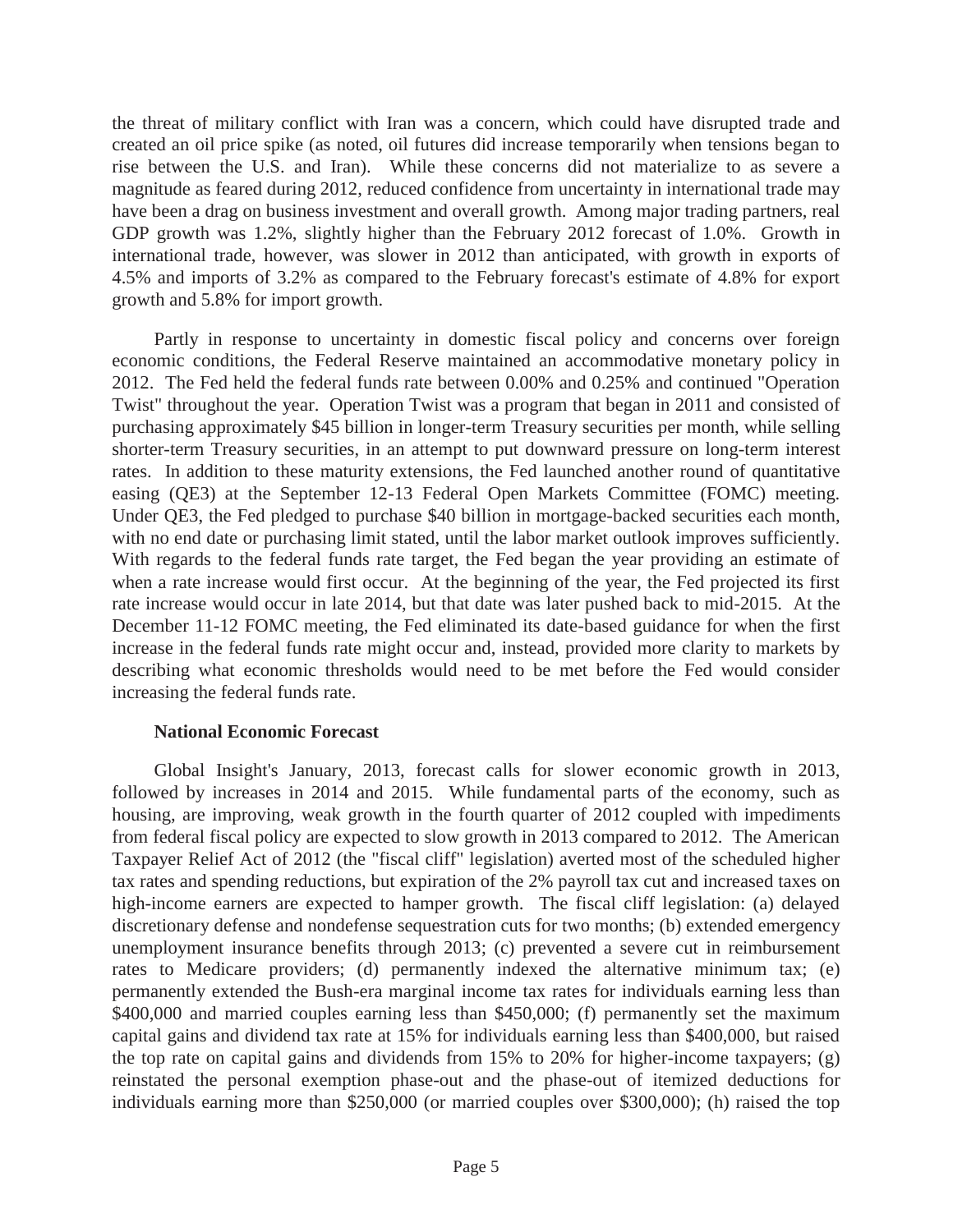the threat of military conflict with Iran was a concern, which could have disrupted trade and created an oil price spike (as noted, oil futures did increase temporarily when tensions began to rise between the U.S. and Iran). While these concerns did not materialize to as severe a magnitude as feared during 2012, reduced confidence from uncertainty in international trade may have been a drag on business investment and overall growth. Among major trading partners, real GDP growth was 1.2%, slightly higher than the February 2012 forecast of 1.0%. Growth in international trade, however, was slower in 2012 than anticipated, with growth in exports of 4.5% and imports of 3.2% as compared to the February forecast's estimate of 4.8% for export growth and 5.8% for import growth.

Partly in response to uncertainty in domestic fiscal policy and concerns over foreign economic conditions, the Federal Reserve maintained an accommodative monetary policy in 2012. The Fed held the federal funds rate between 0.00% and 0.25% and continued "Operation Twist" throughout the year. Operation Twist was a program that began in 2011 and consisted of purchasing approximately $45 billion in longer-term Treasury securities per month, while selling shorter-term Treasury securities, in an attempt to put downward pressure on long-term interest rates. In addition to these maturity extensions, the Fed launched another round of quantitative easing (QE3) at the September 12-13 Federal Open Markets Committee (FOMC) meeting. Under QE3, the Fed pledged to purchase $40 billion in mortgage-backed securities each month, with no end date or purchasing limit stated, until the labor market outlook improves sufficiently. With regards to the federal funds rate target, the Fed began the year providing an estimate of when a rate increase would first occur. At the beginning of the year, the Fed projected its first rate increase would occur in late 2014, but that date was later pushed back to mid-2015. At the December 11-12 FOMC meeting, the Fed eliminated its date-based guidance for when the first increase in the federal funds rate might occur and, instead, provided more clarity to markets by describing what economic thresholds would need to be met before the Fed would consider increasing the federal funds rate.

**National Economic Forecast**

Global Insight's January, 2013, forecast calls for slower economic growth in 2013, followed by increases in 2014 and 2015. While fundamental parts of the economy, such as housing, are improving, weak growth in the fourth quarter of 2012 coupled with impediments from federal fiscal policy are expected to slow growth in 2013 compared to 2012. The American Taxpayer Relief Act of 2012 (the "fiscal cliff" legislation) averted most of the scheduled higher tax rates and spending reductions, but expiration of the 2% payroll tax cut and increased taxes on high-income earners are expected to hamper growth. The fiscal cliff legislation: (a) delayed discretionary defense and nondefense sequestration cuts for two months; (b) extended emergency unemployment insurance benefits through 2013; (c) prevented a severe cut in reimbursement rates to Medicare providers; (d) permanently indexed the alternative minimum tax; (e) permanently extended the Bush-era marginal income tax rates for individuals earning less than $400,000 and married couples earning less than $450,000; (f) permanently set the maximum capital gains and dividend tax rate at 15% for individuals earning less than $400,000, but raised the top rate on capital gains and dividends from 15% to 20% for higher-income taxpayers; (g) reinstated the personal exemption phase-out and the phase-out of itemized deductions for individuals earning more than $250,000 (or married couples over $300,000); (h) raised the top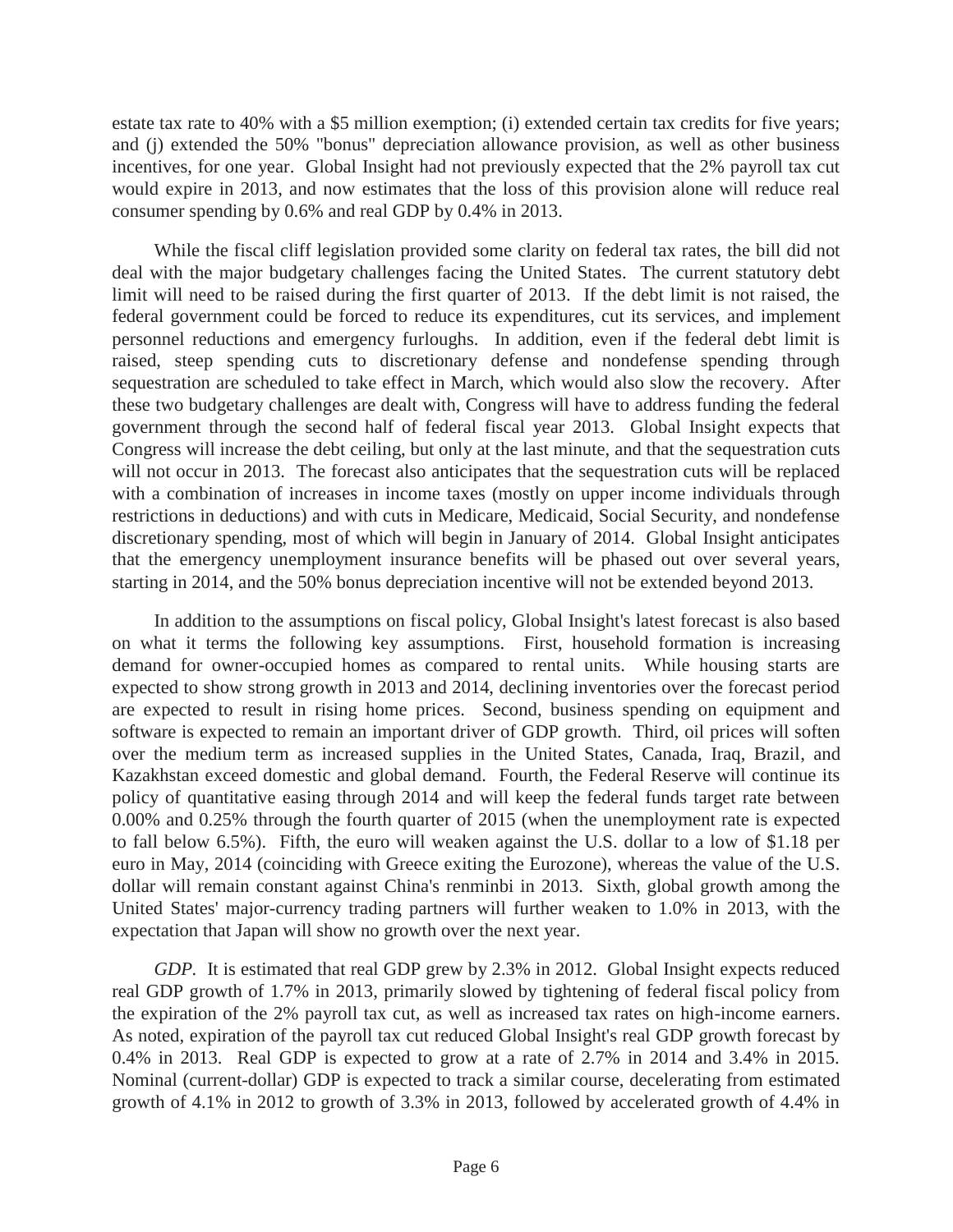estate tax rate to 40% with a $5 million exemption; (i) extended certain tax credits for five years; and (j) extended the 50% "bonus" depreciation allowance provision, as well as other business incentives, for one year. Global Insight had not previously expected that the 2% payroll tax cut would expire in 2013, and now estimates that the loss of this provision alone will reduce real consumer spending by 0.6% and real GDP by 0.4% in 2013.

While the fiscal cliff legislation provided some clarity on federal tax rates, the bill did not deal with the major budgetary challenges facing the United States. The current statutory debt limit will need to be raised during the first quarter of 2013. If the debt limit is not raised, the federal government could be forced to reduce its expenditures, cut its services, and implement personnel reductions and emergency furloughs. In addition, even if the federal debt limit is raised, steep spending cuts to discretionary defense and nondefense spending through sequestration are scheduled to take effect in March, which would also slow the recovery. After these two budgetary challenges are dealt with, Congress will have to address funding the federal government through the second half of federal fiscal year 2013. Global Insight expects that Congress will increase the debt ceiling, but only at the last minute, and that the sequestration cuts will not occur in 2013. The forecast also anticipates that the sequestration cuts will be replaced with a combination of increases in income taxes (mostly on upper income individuals through restrictions in deductions) and with cuts in Medicare, Medicaid, Social Security, and nondefense discretionary spending, most of which will begin in January of 2014. Global Insight anticipates that the emergency unemployment insurance benefits will be phased out over several years, starting in 2014, and the 50% bonus depreciation incentive will not be extended beyond 2013.

In addition to the assumptions on fiscal policy, Global Insight's latest forecast is also based on what it terms the following key assumptions. First, household formation is increasing demand for owner-occupied homes as compared to rental units. While housing starts are expected to show strong growth in 2013 and 2014, declining inventories over the forecast period are expected to result in rising home prices. Second, business spending on equipment and software is expected to remain an important driver of GDP growth. Third, oil prices will soften over the medium term as increased supplies in the United States, Canada, Iraq, Brazil, and Kazakhstan exceed domestic and global demand. Fourth, the Federal Reserve will continue its policy of quantitative easing through 2014 and will keep the federal funds target rate between 0.00% and 0.25% through the fourth quarter of 2015 (when the unemployment rate is expected to fall below 6.5%). Fifth, the euro will weaken against the U.S. dollar to a low of $1.18 per euro in May, 2014 (coinciding with Greece exiting the Eurozone), whereas the value of the U.S. dollar will remain constant against China's renminbi in 2013. Sixth, global growth among the United States' major-currency trading partners will further weaken to 1.0% in 2013, with the expectation that Japan will show no growth over the next year.

*GDP*. It is estimated that real GDP grew by 2.3% in 2012. Global Insight expects reduced real GDP growth of 1.7% in 2013, primarily slowed by tightening of federal fiscal policy from the expiration of the 2% payroll tax cut, as well as increased tax rates on high-income earners. As noted, expiration of the payroll tax cut reduced Global Insight's real GDP growth forecast by 0.4% in 2013. Real GDP is expected to grow at a rate of 2.7% in 2014 and 3.4% in 2015. Nominal (current-dollar) GDP is expected to track a similar course, decelerating from estimated growth of 4.1% in 2012 to growth of 3.3% in 2013, followed by accelerated growth of 4.4% in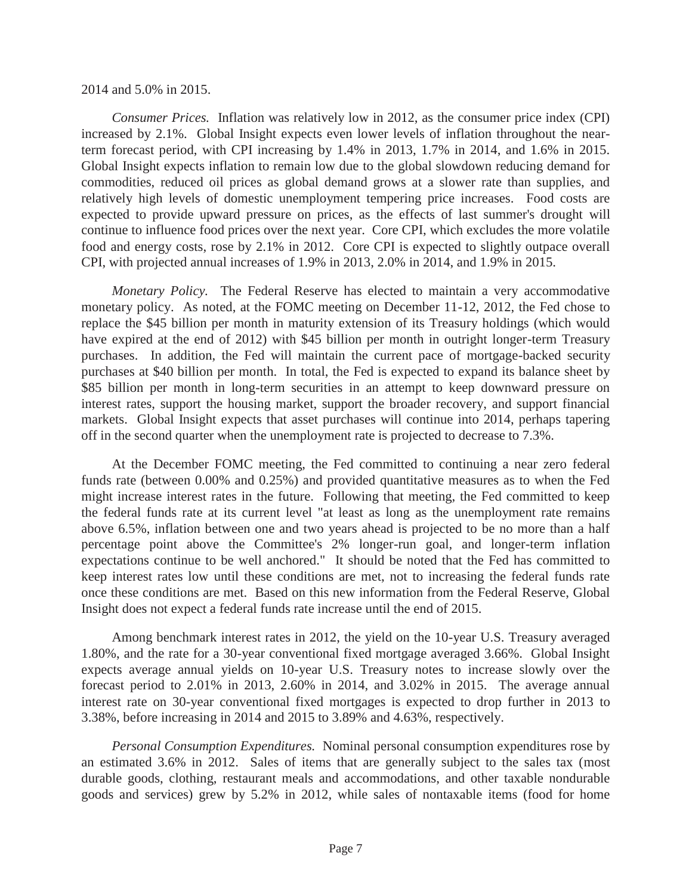2014 and 5.0% in 2015.

*Consumer Prices.* Inflation was relatively low in 2012, as the consumer price index (CPI) increased by 2.1%. Global Insight expects even lower levels of inflation throughout the near-term forecast period, with CPI increasing by 1.4% in 2013, 1.7% in 2014, and 1.6% in 2015. Global Insight expects inflation to remain low due to the global slowdown reducing demand for commodities, reduced oil prices as global demand grows at a slower rate than supplies, and relatively high levels of domestic unemployment tempering price increases. Food costs are expected to provide upward pressure on prices, as the effects of last summer's drought will continue to influence food prices over the next year. Core CPI, which excludes the more volatile food and energy costs, rose by 2.1% in 2012. Core CPI is expected to slightly outpace overall CPI, with projected annual increases of 1.9% in 2013, 2.0% in 2014, and 1.9% in 2015.

*Monetary Policy.* The Federal Reserve has elected to maintain a very accommodative monetary policy. As noted, at the FOMC meeting on December 11-12, 2012, the Fed chose to replace the $45 billion per month in maturity extension of its Treasury holdings (which would have expired at the end of 2012) with $45 billion per month in outright longer-term Treasury purchases. In addition, the Fed will maintain the current pace of mortgage-backed security purchases at $40 billion per month. In total, the Fed is expected to expand its balance sheet by $85 billion per month in long-term securities in an attempt to keep downward pressure on interest rates, support the housing market, support the broader recovery, and support financial markets. Global Insight expects that asset purchases will continue into 2014, perhaps tapering off in the second quarter when the unemployment rate is projected to decrease to 7.3%.

At the December FOMC meeting, the Fed committed to continuing a near zero federal funds rate (between 0.00% and 0.25%) and provided quantitative measures as to when the Fed might increase interest rates in the future. Following that meeting, the Fed committed to keep the federal funds rate at its current level "at least as long as the unemployment rate remains above 6.5%, inflation between one and two years ahead is projected to be no more than a half percentage point above the Committee's 2% longer-run goal, and longer-term inflation expectations continue to be well anchored." It should be noted that the Fed has committed to keep interest rates low until these conditions are met, not to increasing the federal funds rate once these conditions are met. Based on this new information from the Federal Reserve, Global Insight does not expect a federal funds rate increase until the end of 2015.

Among benchmark interest rates in 2012, the yield on the 10-year U.S. Treasury averaged 1.80%, and the rate for a 30-year conventional fixed mortgage averaged 3.66%. Global Insight expects average annual yields on 10-year U.S. Treasury notes to increase slowly over the forecast period to 2.01% in 2013, 2.60% in 2014, and 3.02% in 2015. The average annual interest rate on 30-year conventional fixed mortgages is expected to drop further in 2013 to 3.38%, before increasing in 2014 and 2015 to 3.89% and 4.63%, respectively.

*Personal Consumption Expenditures.* Nominal personal consumption expenditures rose by an estimated 3.6% in 2012. Sales of items that are generally subject to the sales tax (most durable goods, clothing, restaurant meals and accommodations, and other taxable nondurable goods and services) grew by 5.2% in 2012, while sales of nontaxable items (food for home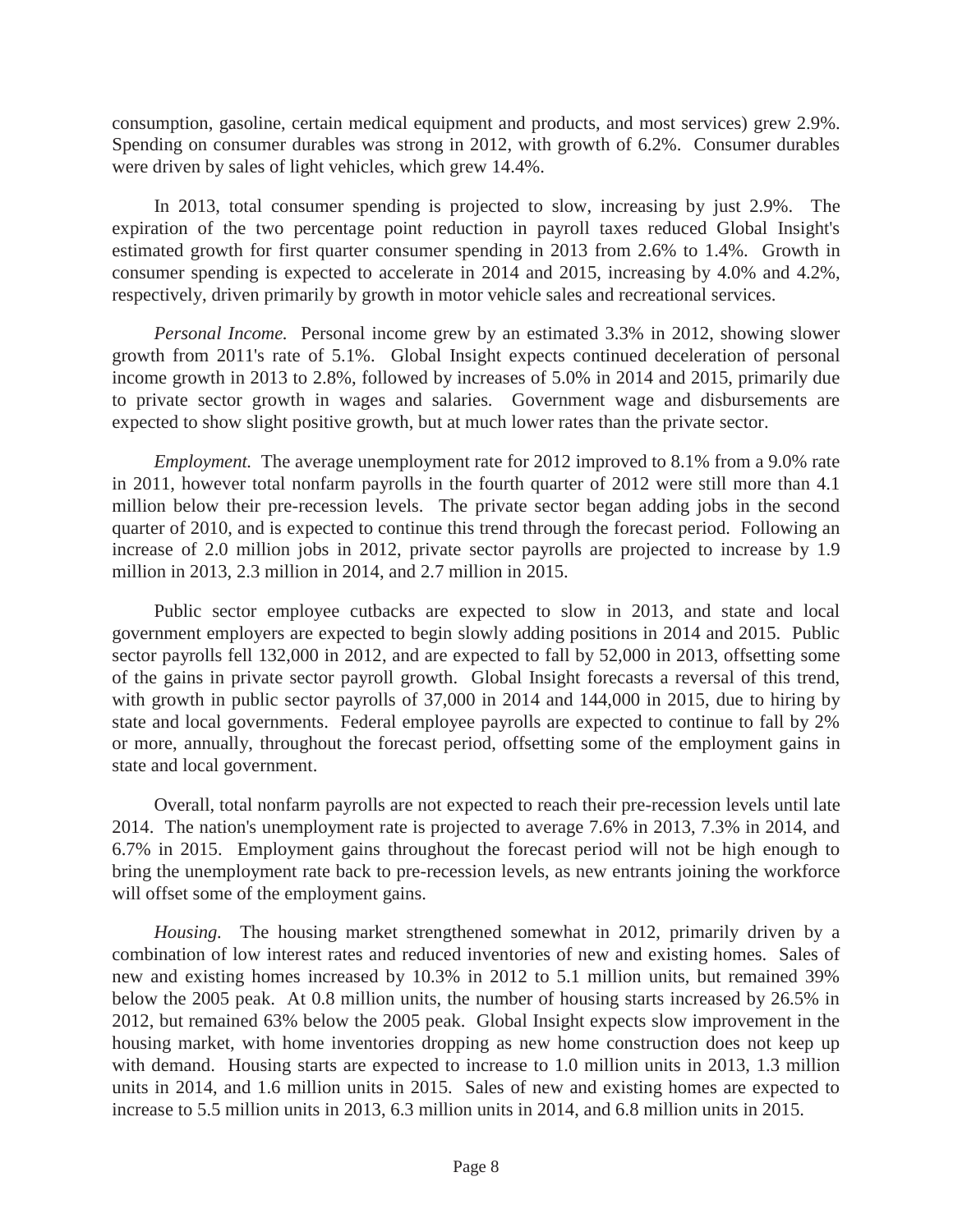consumption, gasoline, certain medical equipment and products, and most services) grew 2.9%. Spending on consumer durables was strong in 2012, with growth of 6.2%. Consumer durables were driven by sales of light vehicles, which grew 14.4%.

In 2013, total consumer spending is projected to slow, increasing by just 2.9%. The expiration of the two percentage point reduction in payroll taxes reduced Global Insight's estimated growth for first quarter consumer spending in 2013 from 2.6% to 1.4%. Growth in consumer spending is expected to accelerate in 2014 and 2015, increasing by 4.0% and 4.2%, respectively, driven primarily by growth in motor vehicle sales and recreational services.

*Personal Income.* Personal income grew by an estimated 3.3% in 2012, showing slower growth from 2011's rate of 5.1%. Global Insight expects continued deceleration of personal income growth in 2013 to 2.8%, followed by increases of 5.0% in 2014 and 2015, primarily due to private sector growth in wages and salaries. Government wage and disbursements are expected to show slight positive growth, but at much lower rates than the private sector.

*Employment.* The average unemployment rate for 2012 improved to 8.1% from a 9.0% rate in 2011, however total nonfarm payrolls in the fourth quarter of 2012 were still more than 4.1 million below their pre-recession levels. The private sector began adding jobs in the second quarter of 2010, and is expected to continue this trend through the forecast period. Following an increase of 2.0 million jobs in 2012, private sector payrolls are projected to increase by 1.9 million in 2013, 2.3 million in 2014, and 2.7 million in 2015.

Public sector employee cutbacks are expected to slow in 2013, and state and local government employers are expected to begin slowly adding positions in 2014 and 2015. Public sector payrolls fell 132,000 in 2012, and are expected to fall by 52,000 in 2013, offsetting some of the gains in private sector payroll growth. Global Insight forecasts a reversal of this trend, with growth in public sector payrolls of 37,000 in 2014 and 144,000 in 2015, due to hiring by state and local governments. Federal employee payrolls are expected to continue to fall by 2% or more, annually, throughout the forecast period, offsetting some of the employment gains in state and local government.

Overall, total nonfarm payrolls are not expected to reach their pre-recession levels until late 2014. The nation's unemployment rate is projected to average 7.6% in 2013, 7.3% in 2014, and 6.7% in 2015. Employment gains throughout the forecast period will not be high enough to bring the unemployment rate back to pre-recession levels, as new entrants joining the workforce will offset some of the employment gains.

*Housing.* The housing market strengthened somewhat in 2012, primarily driven by a combination of low interest rates and reduced inventories of new and existing homes. Sales of new and existing homes increased by 10.3% in 2012 to 5.1 million units, but remained 39% below the 2005 peak. At 0.8 million units, the number of housing starts increased by 26.5% in 2012, but remained 63% below the 2005 peak. Global Insight expects slow improvement in the housing market, with home inventories dropping as new home construction does not keep up with demand. Housing starts are expected to increase to 1.0 million units in 2013, 1.3 million units in 2014, and 1.6 million units in 2015. Sales of new and existing homes are expected to increase to 5.5 million units in 2013, 6.3 million units in 2014, and 6.8 million units in 2015.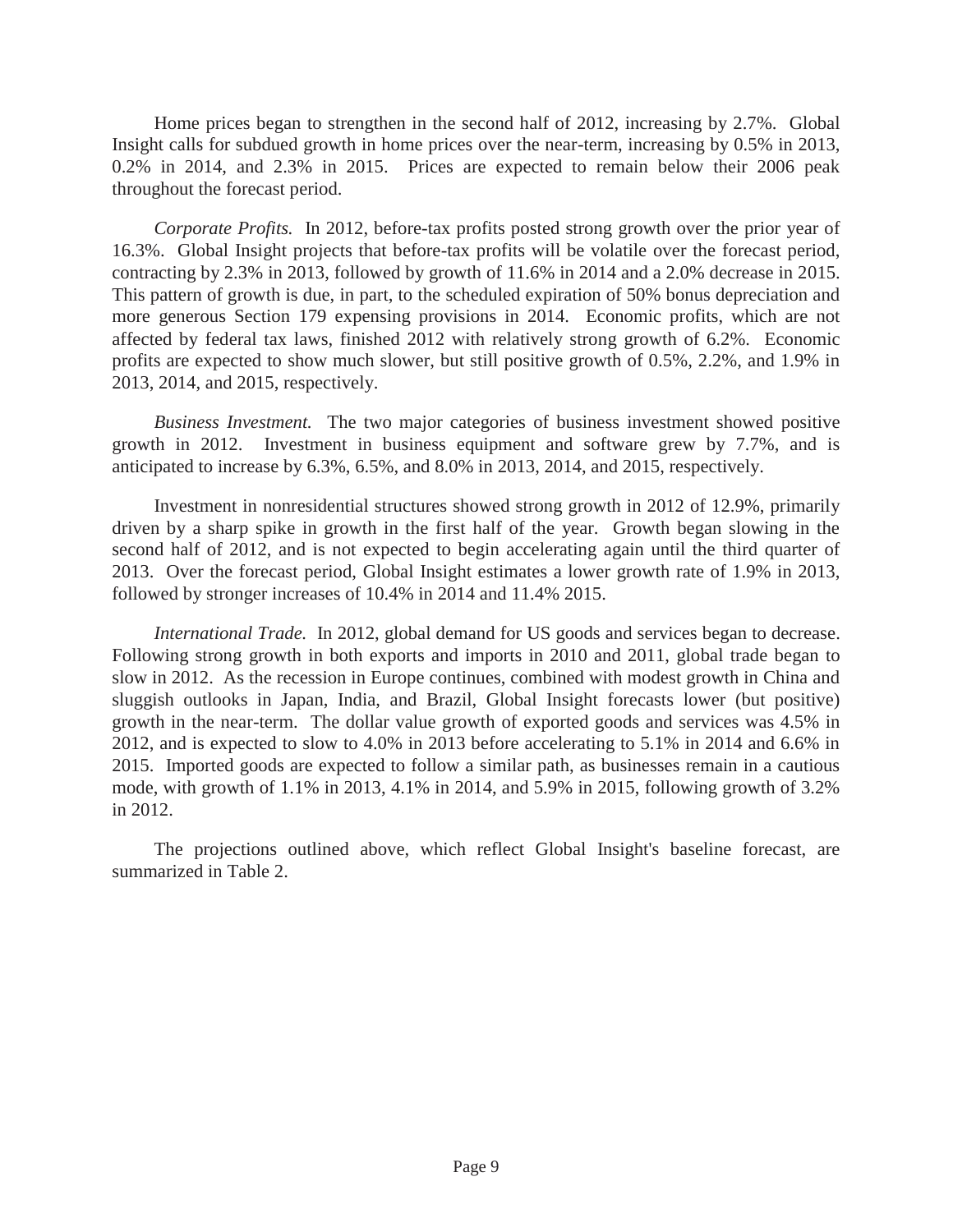Home prices began to strengthen in the second half of 2012, increasing by 2.7%. Global Insight calls for subdued growth in home prices over the near-term, increasing by 0.5% in 2013, 0.2% in 2014, and 2.3% in 2015. Prices are expected to remain below their 2006 peak throughout the forecast period.

*Corporate Profits.* In 2012, before-tax profits posted strong growth over the prior year of 16.3%. Global Insight projects that before-tax profits will be volatile over the forecast period, contracting by 2.3% in 2013, followed by growth of 11.6% in 2014 and a 2.0% decrease in 2015. This pattern of growth is due, in part, to the scheduled expiration of 50% bonus depreciation and more generous Section 179 expensing provisions in 2014. Economic profits, which are not affected by federal tax laws, finished 2012 with relatively strong growth of 6.2%. Economic profits are expected to show much slower, but still positive growth of 0.5%, 2.2%, and 1.9% in 2013, 2014, and 2015, respectively.

*Business Investment.* The two major categories of business investment showed positive growth in 2012. Investment in business equipment and software grew by 7.7%, and is anticipated to increase by 6.3%, 6.5%, and 8.0% in 2013, 2014, and 2015, respectively.

Investment in nonresidential structures showed strong growth in 2012 of 12.9%, primarily driven by a sharp spike in growth in the first half of the year. Growth began slowing in the second half of 2012, and is not expected to begin accelerating again until the third quarter of 2013. Over the forecast period, Global Insight estimates a lower growth rate of 1.9% in 2013, followed by stronger increases of 10.4% in 2014 and 11.4% 2015.

*International Trade.* In 2012, global demand for US goods and services began to decrease. Following strong growth in both exports and imports in 2010 and 2011, global trade began to slow in 2012. As the recession in Europe continues, combined with modest growth in China and sluggish outlooks in Japan, India, and Brazil, Global Insight forecasts lower (but positive) growth in the near-term. The dollar value growth of exported goods and services was 4.5% in 2012, and is expected to slow to 4.0% in 2013 before accelerating to 5.1% in 2014 and 6.6% in 2015. Imported goods are expected to follow a similar path, as businesses remain in a cautious mode, with growth of 1.1% in 2013, 4.1% in 2014, and 5.9% in 2015, following growth of 3.2% in 2012.

The projections outlined above, which reflect Global Insight's baseline forecast, are summarized in Table 2.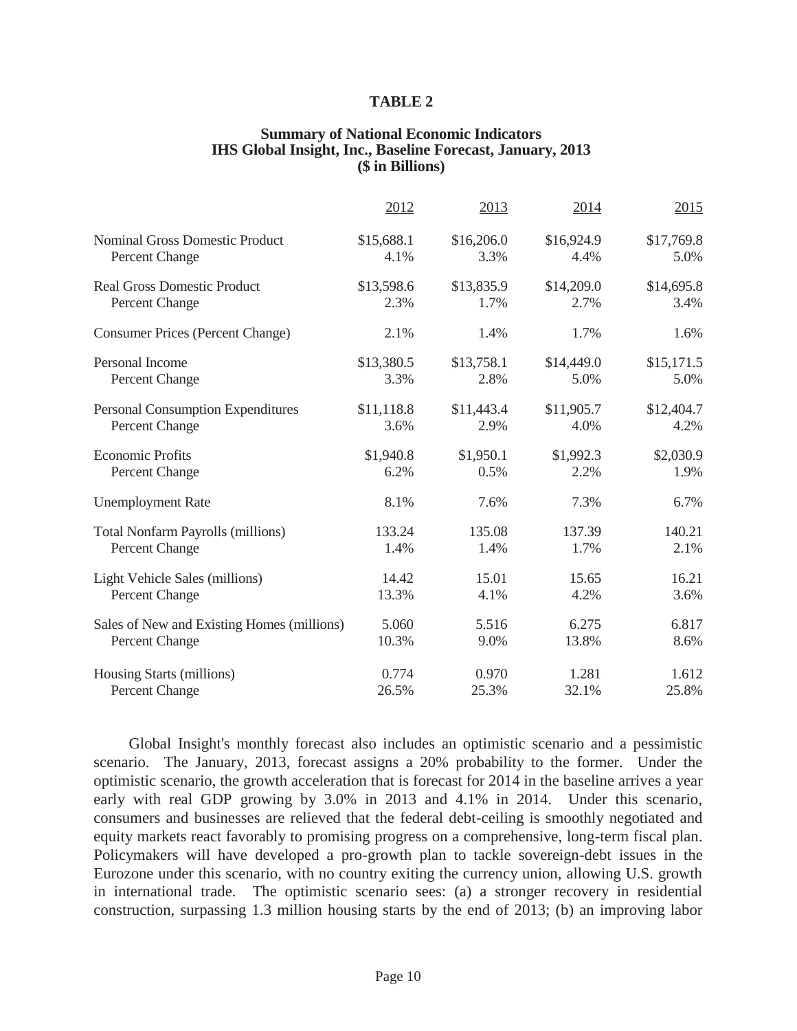**TABLE 2**

**Summary of National Economic Indicators**
**IHS Global Insight, Inc., Baseline Forecast, January, 2013**
**($ in Billions)**

| | 2012 | 2013 | 2014 | 2015 |
|---|---|---|---|---|
| Nominal Gross Domestic Product | $15,688.1 | $16,206.0 | $16,924.9 | $17,769.8 |
| Percent Change | 4.1% | 3.3% | 4.4% | 5.0% |
| Real Gross Domestic Product | $13,598.6 | $13,835.9 | $14,209.0 | $14,695.8 |
| Percent Change | 2.3% | 1.7% | 2.7% | 3.4% |
| Consumer Prices (Percent Change) | 2.1% | 1.4% | 1.7% | 1.6% |
| Personal Income | $13,380.5 | $13,758.1 | $14,449.0 | $15,171.5 |
| Percent Change | 3.3% | 2.8% | 5.0% | 5.0% |
| Personal Consumption Expenditures | $11,118.8 | $11,443.4 | $11,905.7 | $12,404.7 |
| Percent Change | 3.6% | 2.9% | 4.0% | 4.2% |
| Economic Profits | $1,940.8 | $1,950.1 | $1,992.3 | $2,030.9 |
| Percent Change | 6.2% | 0.5% | 2.2% | 1.9% |
| Unemployment Rate | 8.1% | 7.6% | 7.3% | 6.7% |
| Total Nonfarm Payrolls (millions) | 133.24 | 135.08 | 137.39 | 140.21 |
| Percent Change | 1.4% | 1.4% | 1.7% | 2.1% |
| Light Vehicle Sales (millions) | 14.42 | 15.01 | 15.65 | 16.21 |
| Percent Change | 13.3% | 4.1% | 4.2% | 3.6% |
| Sales of New and Existing Homes (millions) | 5.060 | 5.516 | 6.275 | 6.817 |
| Percent Change | 10.3% | 9.0% | 13.8% | 8.6% |
| Housing Starts (millions) | 0.774 | 0.970 | 1.281 | 1.612 |
| Percent Change | 26.5% | 25.3% | 32.1% | 25.8% |

Global Insight's monthly forecast also includes an optimistic scenario and a pessimistic scenario. The January, 2013, forecast assigns a 20% probability to the former. Under the optimistic scenario, the growth acceleration that is forecast for 2014 in the baseline arrives a year early with real GDP growing by 3.0% in 2013 and 4.1% in 2014. Under this scenario, consumers and businesses are relieved that the federal debt-ceiling is smoothly negotiated and equity markets react favorably to promising progress on a comprehensive, long-term fiscal plan. Policymakers will have developed a pro-growth plan to tackle sovereign-debt issues in the Eurozone under this scenario, with no country exiting the currency union, allowing U.S. growth in international trade. The optimistic scenario sees: (a) a stronger recovery in residential construction, surpassing 1.3 million housing starts by the end of 2013; (b) an improving labor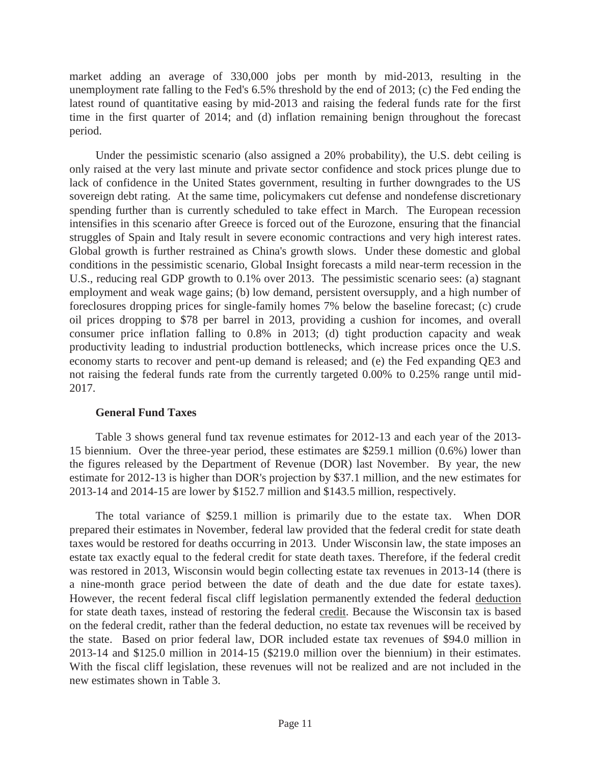market adding an average of 330,000 jobs per month by mid-2013, resulting in the unemployment rate falling to the Fed's 6.5% threshold by the end of 2013; (c) the Fed ending the latest round of quantitative easing by mid-2013 and raising the federal funds rate for the first time in the first quarter of 2014; and (d) inflation remaining benign throughout the forecast period.

Under the pessimistic scenario (also assigned a 20% probability), the U.S. debt ceiling is only raised at the very last minute and private sector confidence and stock prices plunge due to lack of confidence in the United States government, resulting in further downgrades to the US sovereign debt rating. At the same time, policymakers cut defense and nondefense discretionary spending further than is currently scheduled to take effect in March. The European recession intensifies in this scenario after Greece is forced out of the Eurozone, ensuring that the financial struggles of Spain and Italy result in severe economic contractions and very high interest rates. Global growth is further restrained as China's growth slows. Under these domestic and global conditions in the pessimistic scenario, Global Insight forecasts a mild near-term recession in the U.S., reducing real GDP growth to 0.1% over 2013. The pessimistic scenario sees: (a) stagnant employment and weak wage gains; (b) low demand, persistent oversupply, and a high number of foreclosures dropping prices for single-family homes 7% below the baseline forecast; (c) crude oil prices dropping to $78 per barrel in 2013, providing a cushion for incomes, and overall consumer price inflation falling to 0.8% in 2013; (d) tight production capacity and weak productivity leading to industrial production bottlenecks, which increase prices once the U.S. economy starts to recover and pent-up demand is released; and (e) the Fed expanding QE3 and not raising the federal funds rate from the currently targeted 0.00% to 0.25% range until mid-2017.

**General Fund Taxes**

Table 3 shows general fund tax revenue estimates for 2012-13 and each year of the 2013-15 biennium. Over the three-year period, these estimates are $259.1 million (0.6%) lower than the figures released by the Department of Revenue (DOR) last November. By year, the new estimate for 2012-13 is higher than DOR's projection by $37.1 million, and the new estimates for 2013-14 and 2014-15 are lower by $152.7 million and $143.5 million, respectively.

The total variance of $259.1 million is primarily due to the estate tax. When DOR prepared their estimates in November, federal law provided that the federal credit for state death taxes would be restored for deaths occurring in 2013. Under Wisconsin law, the state imposes an estate tax exactly equal to the federal credit for state death taxes. Therefore, if the federal credit was restored in 2013, Wisconsin would begin collecting estate tax revenues in 2013-14 (there is a nine-month grace period between the date of death and the due date for estate taxes). However, the recent federal fiscal cliff legislation permanently extended the federal <u>deduction</u> for state death taxes, instead of restoring the federal <u>credit</u>. Because the Wisconsin tax is based on the federal credit, rather than the federal deduction, no estate tax revenues will be received by the state. Based on prior federal law, DOR included estate tax revenues of $94.0 million in 2013-14 and $125.0 million in 2014-15 ($219.0 million over the biennium) in their estimates. With the fiscal cliff legislation, these revenues will not be realized and are not included in the new estimates shown in Table 3.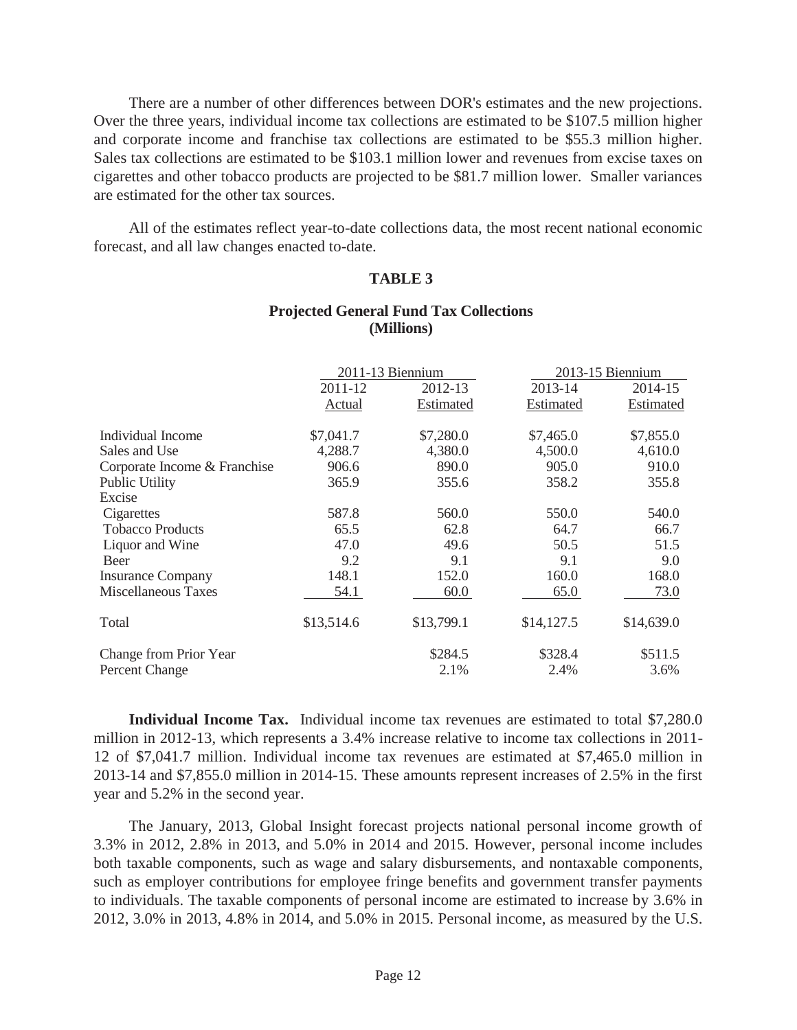There are a number of other differences between DOR's estimates and the new projections. Over the three years, individual income tax collections are estimated to be $107.5 million higher and corporate income and franchise tax collections are estimated to be $55.3 million higher. Sales tax collections are estimated to be $103.1 million lower and revenues from excise taxes on cigarettes and other tobacco products are projected to be $81.7 million lower. Smaller variances are estimated for the other tax sources.

All of the estimates reflect year-to-date collections data, the most recent national economic forecast, and all law changes enacted to-date.

**TABLE 3**

**Projected General Fund Tax Collections (Millions)**

| | 2011-13 Biennium | | 2013-15 Biennium | |
|---|---|---|---|---|
| | 2011-12 Actual | 2012-13 Estimated | 2013-14 Estimated | 2014-15 Estimated |
| Individual Income | $7,041.7 | $7,280.0 | $7,465.0 | $7,855.0 |
| Sales and Use | 4,288.7 | 4,380.0 | 4,500.0 | 4,610.0 |
| Corporate Income & Franchise | 906.6 | 890.0 | 905.0 | 910.0 |
| Public Utility | 365.9 | 355.6 | 358.2 | 355.8 |
| Excise | | | | |
| Cigarettes | 587.8 | 560.0 | 550.0 | 540.0 |
| Tobacco Products | 65.5 | 62.8 | 64.7 | 66.7 |
| Liquor and Wine | 47.0 | 49.6 | 50.5 | 51.5 |
| Beer | 9.2 | 9.1 | 9.1 | 9.0 |
| Insurance Company | 148.1 | 152.0 | 160.0 | 168.0 |
| Miscellaneous Taxes | 54.1 | 60.0 | 65.0 | 73.0 |
| Total | $13,514.6 | $13,799.1 | $14,127.5 | $14,639.0 |
| Change from Prior Year | | $284.5 | $328.4 | $511.5 |
| Percent Change | | 2.1% | 2.4% | 3.6% |

**Individual Income Tax.** Individual income tax revenues are estimated to total $7,280.0 million in 2012-13, which represents a 3.4% increase relative to income tax collections in 2011-12 of $7,041.7 million. Individual income tax revenues are estimated at $7,465.0 million in 2013-14 and $7,855.0 million in 2014-15. These amounts represent increases of 2.5% in the first year and 5.2% in the second year.

The January, 2013, Global Insight forecast projects national personal income growth of 3.3% in 2012, 2.8% in 2013, and 5.0% in 2014 and 2015. However, personal income includes both taxable components, such as wage and salary disbursements, and nontaxable components, such as employer contributions for employee fringe benefits and government transfer payments to individuals. The taxable components of personal income are estimated to increase by 3.6% in 2012, 3.0% in 2013, 4.8% in 2014, and 5.0% in 2015. Personal income, as measured by the U.S.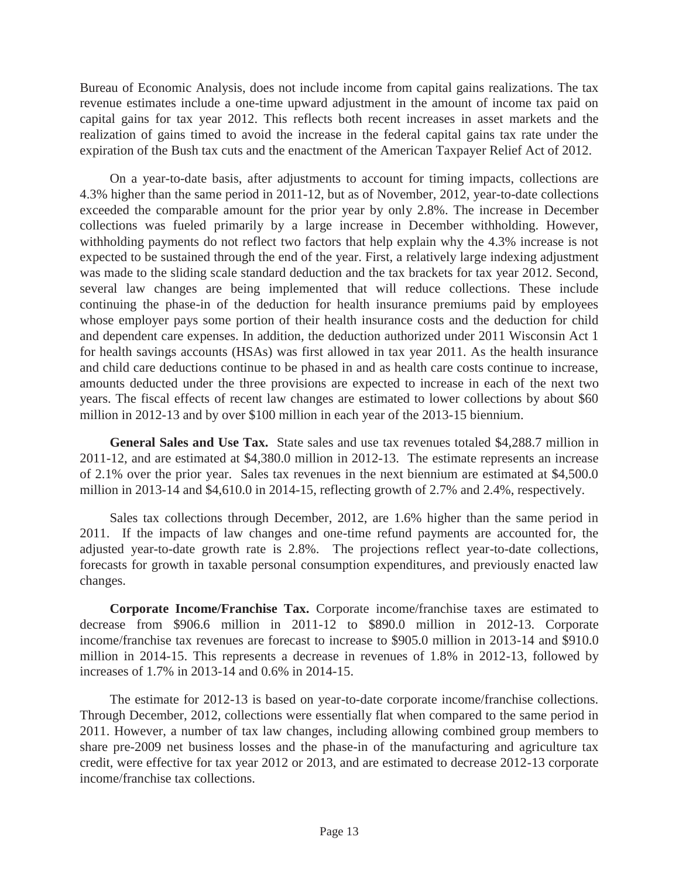Bureau of Economic Analysis, does not include income from capital gains realizations. The tax revenue estimates include a one-time upward adjustment in the amount of income tax paid on capital gains for tax year 2012. This reflects both recent increases in asset markets and the realization of gains timed to avoid the increase in the federal capital gains tax rate under the expiration of the Bush tax cuts and the enactment of the American Taxpayer Relief Act of 2012.

On a year-to-date basis, after adjustments to account for timing impacts, collections are 4.3% higher than the same period in 2011-12, but as of November, 2012, year-to-date collections exceeded the comparable amount for the prior year by only 2.8%. The increase in December collections was fueled primarily by a large increase in December withholding. However, withholding payments do not reflect two factors that help explain why the 4.3% increase is not expected to be sustained through the end of the year. First, a relatively large indexing adjustment was made to the sliding scale standard deduction and the tax brackets for tax year 2012. Second, several law changes are being implemented that will reduce collections. These include continuing the phase-in of the deduction for health insurance premiums paid by employees whose employer pays some portion of their health insurance costs and the deduction for child and dependent care expenses. In addition, the deduction authorized under 2011 Wisconsin Act 1 for health savings accounts (HSAs) was first allowed in tax year 2011. As the health insurance and child care deductions continue to be phased in and as health care costs continue to increase, amounts deducted under the three provisions are expected to increase in each of the next two years. The fiscal effects of recent law changes are estimated to lower collections by about $60 million in 2012-13 and by over $100 million in each year of the 2013-15 biennium.

**General Sales and Use Tax.** State sales and use tax revenues totaled $4,288.7 million in 2011-12, and are estimated at $4,380.0 million in 2012-13. The estimate represents an increase of 2.1% over the prior year. Sales tax revenues in the next biennium are estimated at $4,500.0 million in 2013-14 and $4,610.0 in 2014-15, reflecting growth of 2.7% and 2.4%, respectively.

Sales tax collections through December, 2012, are 1.6% higher than the same period in 2011. If the impacts of law changes and one-time refund payments are accounted for, the adjusted year-to-date growth rate is 2.8%. The projections reflect year-to-date collections, forecasts for growth in taxable personal consumption expenditures, and previously enacted law changes.

**Corporate Income/Franchise Tax.** Corporate income/franchise taxes are estimated to decrease from $906.6 million in 2011-12 to $890.0 million in 2012-13. Corporate income/franchise tax revenues are forecast to increase to $905.0 million in 2013-14 and $910.0 million in 2014-15. This represents a decrease in revenues of 1.8% in 2012-13, followed by increases of 1.7% in 2013-14 and 0.6% in 2014-15.

The estimate for 2012-13 is based on year-to-date corporate income/franchise collections. Through December, 2012, collections were essentially flat when compared to the same period in 2011. However, a number of tax law changes, including allowing combined group members to share pre-2009 net business losses and the phase-in of the manufacturing and agriculture tax credit, were effective for tax year 2012 or 2013, and are estimated to decrease 2012-13 corporate income/franchise tax collections.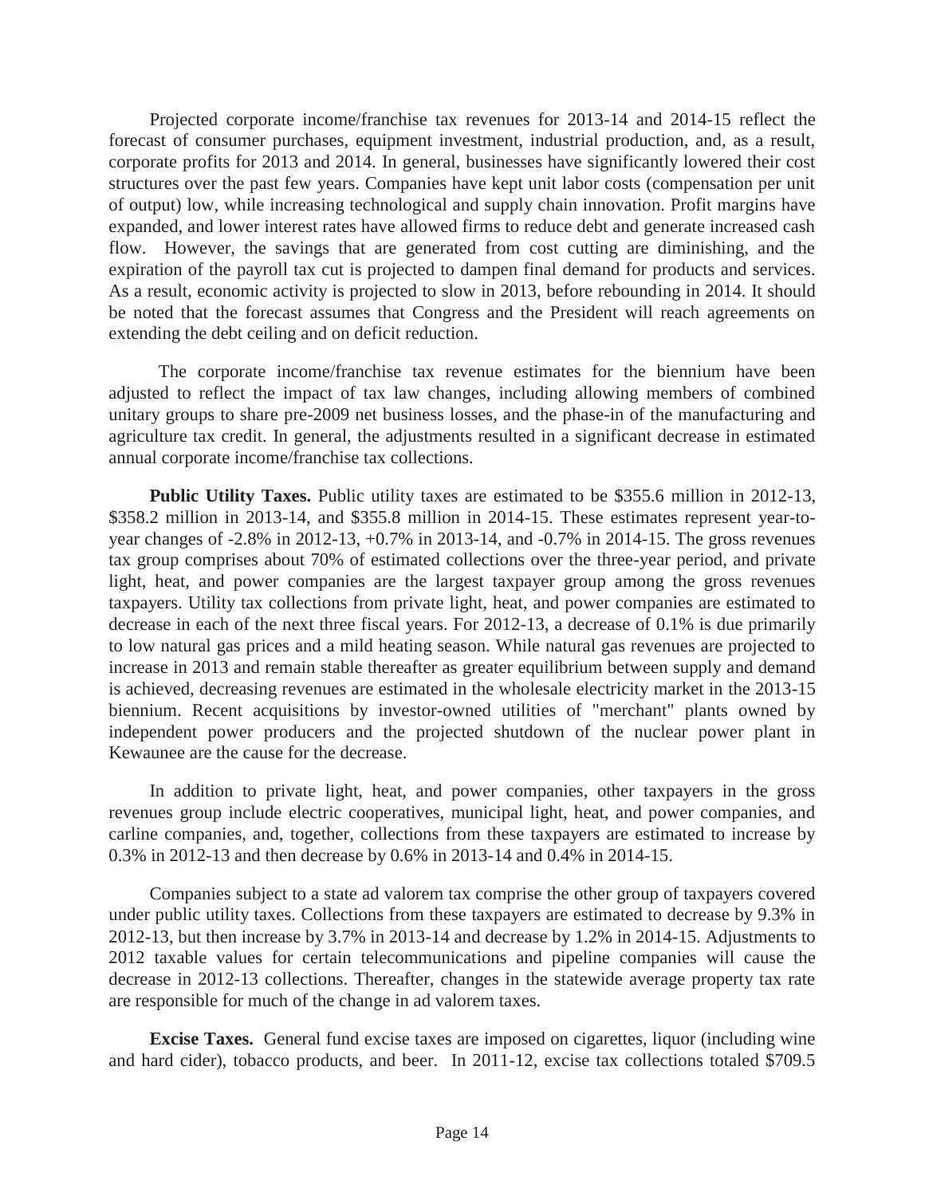Projected corporate income/franchise tax revenues for 2013-14 and 2014-15 reflect the forecast of consumer purchases, equipment investment, industrial production, and, as a result, corporate profits for 2013 and 2014. In general, businesses have significantly lowered their cost structures over the past few years. Companies have kept unit labor costs (compensation per unit of output) low, while increasing technological and supply chain innovation. Profit margins have expanded, and lower interest rates have allowed firms to reduce debt and generate increased cash flow. However, the savings that are generated from cost cutting are diminishing, and the expiration of the payroll tax cut is projected to dampen final demand for products and services. As a result, economic activity is projected to slow in 2013, before rebounding in 2014. It should be noted that the forecast assumes that Congress and the President will reach agreements on extending the debt ceiling and on deficit reduction.

The corporate income/franchise tax revenue estimates for the biennium have been adjusted to reflect the impact of tax law changes, including allowing members of combined unitary groups to share pre-2009 net business losses, and the phase-in of the manufacturing and agriculture tax credit. In general, the adjustments resulted in a significant decrease in estimated annual corporate income/franchise tax collections.

**Public Utility Taxes.** Public utility taxes are estimated to be \$355.6 million in 2012-13, \$358.2 million in 2013-14, and \$355.8 million in 2014-15. These estimates represent year-to-year changes of -2.8% in 2012-13, +0.7% in 2013-14, and -0.7% in 2014-15. The gross revenues tax group comprises about 70% of estimated collections over the three-year period, and private light, heat, and power companies are the largest taxpayer group among the gross revenues taxpayers. Utility tax collections from private light, heat, and power companies are estimated to decrease in each of the next three fiscal years. For 2012-13, a decrease of 0.1% is due primarily to low natural gas prices and a mild heating season. While natural gas revenues are projected to increase in 2013 and remain stable thereafter as greater equilibrium between supply and demand is achieved, decreasing revenues are estimated in the wholesale electricity market in the 2013-15 biennium. Recent acquisitions by investor-owned utilities of "merchant" plants owned by independent power producers and the projected shutdown of the nuclear power plant in Kewaunee are the cause for the decrease.

In addition to private light, heat, and power companies, other taxpayers in the gross revenues group include electric cooperatives, municipal light, heat, and power companies, and carline companies, and, together, collections from these taxpayers are estimated to increase by 0.3% in 2012-13 and then decrease by 0.6% in 2013-14 and 0.4% in 2014-15.

Companies subject to a state ad valorem tax comprise the other group of taxpayers covered under public utility taxes. Collections from these taxpayers are estimated to decrease by 9.3% in 2012-13, but then increase by 3.7% in 2013-14 and decrease by 1.2% in 2014-15. Adjustments to 2012 taxable values for certain telecommunications and pipeline companies will cause the decrease in 2012-13 collections. Thereafter, changes in the statewide average property tax rate are responsible for much of the change in ad valorem taxes.

**Excise Taxes.** General fund excise taxes are imposed on cigarettes, liquor (including wine and hard cider), tobacco products, and beer. In 2011-12, excise tax collections totaled \$709.5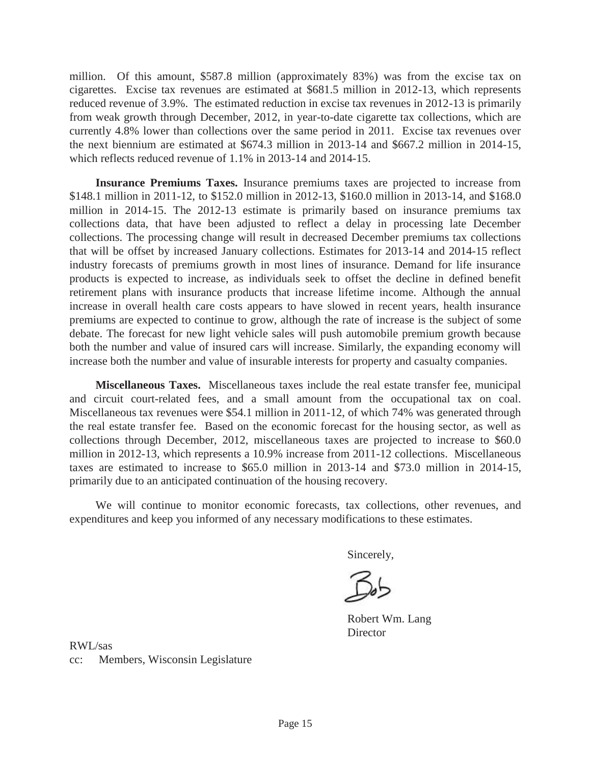million. Of this amount, \$587.8 million (approximately 83%) was from the excise tax on cigarettes. Excise tax revenues are estimated at \$681.5 million in 2012-13, which represents reduced revenue of 3.9%. The estimated reduction in excise tax revenues in 2012-13 is primarily from weak growth through December, 2012, in year-to-date cigarette tax collections, which are currently 4.8% lower than collections over the same period in 2011. Excise tax revenues over the next biennium are estimated at \$674.3 million in 2013-14 and \$667.2 million in 2014-15, which reflects reduced revenue of 1.1% in 2013-14 and 2014-15.

**Insurance Premiums Taxes.** Insurance premiums taxes are projected to increase from \$148.1 million in 2011-12, to \$152.0 million in 2012-13, \$160.0 million in 2013-14, and \$168.0 million in 2014-15. The 2012-13 estimate is primarily based on insurance premiums tax collections data, that have been adjusted to reflect a delay in processing late December collections. The processing change will result in decreased December premiums tax collections that will be offset by increased January collections. Estimates for 2013-14 and 2014-15 reflect industry forecasts of premiums growth in most lines of insurance. Demand for life insurance products is expected to increase, as individuals seek to offset the decline in defined benefit retirement plans with insurance products that increase lifetime income. Although the annual increase in overall health care costs appears to have slowed in recent years, health insurance premiums are expected to continue to grow, although the rate of increase is the subject of some debate. The forecast for new light vehicle sales will push automobile premium growth because both the number and value of insured cars will increase. Similarly, the expanding economy will increase both the number and value of insurable interests for property and casualty companies.

**Miscellaneous Taxes.** Miscellaneous taxes include the real estate transfer fee, municipal and circuit court-related fees, and a small amount from the occupational tax on coal. Miscellaneous tax revenues were \$54.1 million in 2011-12, of which 74% was generated through the real estate transfer fee. Based on the economic forecast for the housing sector, as well as collections through December, 2012, miscellaneous taxes are projected to increase to \$60.0 million in 2012-13, which represents a 10.9% increase from 2011-12 collections. Miscellaneous taxes are estimated to increase to \$65.0 million in 2013-14 and \$73.0 million in 2014-15, primarily due to an anticipated continuation of the housing recovery.

We will continue to monitor economic forecasts, tax collections, other revenues, and expenditures and keep you informed of any necessary modifications to these estimates.

Sincerely,

Bob

Robert Wm. Lang
Director

RWL/sas
cc: Members, Wisconsin Legislature